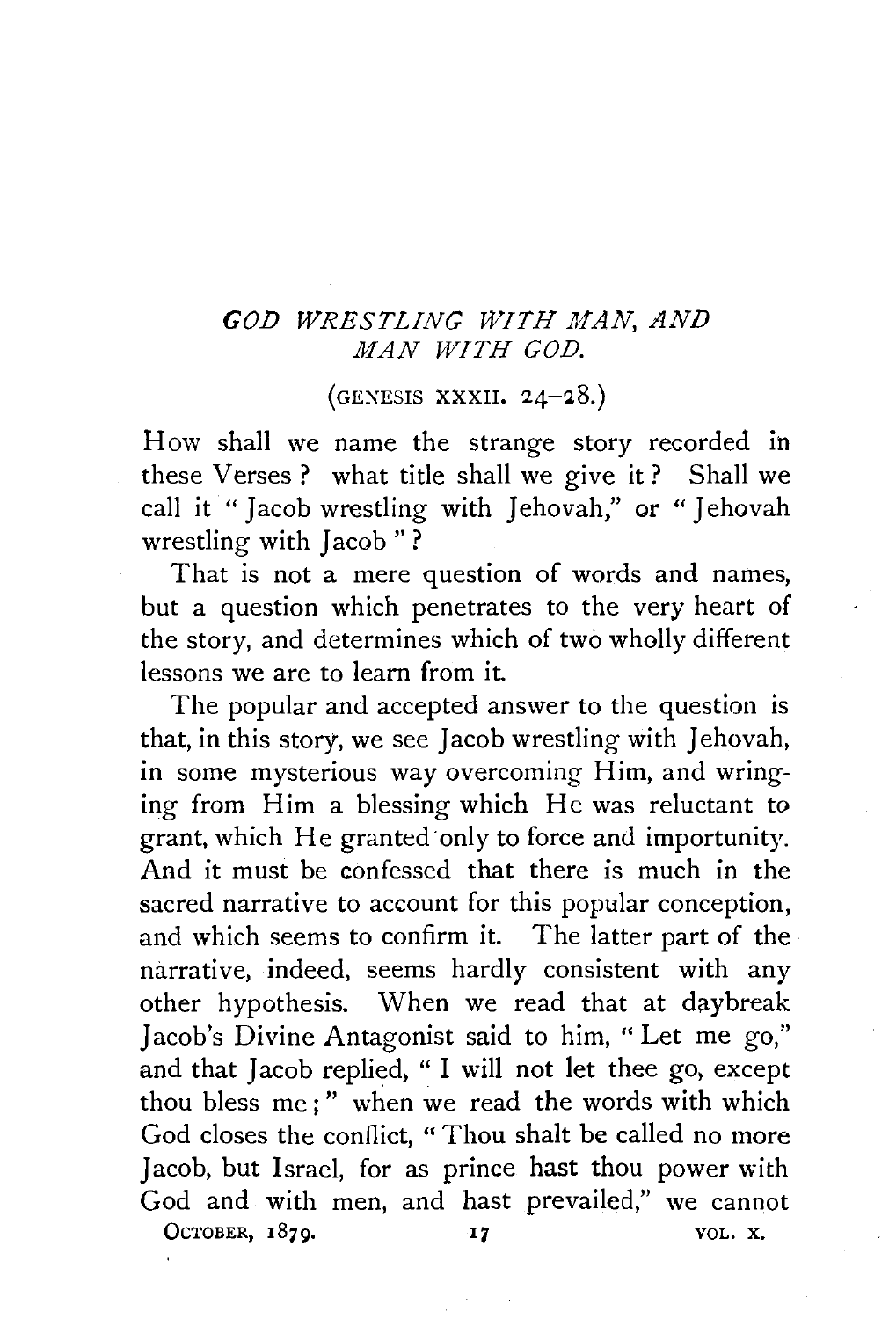## *GOD WRESTLING WITH MAN, AND MAN WITH GOD.*

(GENESIS XXXII. 24–28.)

How shall we name the strange story recorded in these Verses? what title shall we give it? Shall we call it "Jacob wrestling with Jehovah," or "Jehovah wrestling with Jacob"?

That is not a mere question of words and names, but a question which penetrates to the very heart of the story, and determines which of two wholly different lessons we are to learn from it.

The popular and accepted answer to the question is that, in this story, we see Jacob wrestling with Jehovah, in some mysterious way overcoming Him, and wringing from Him a blessing which He was reluctant to grant, which He granted only to force and importunity. And it must be confessed that there is much in the sacred narrative to account for this popular conception, and which seems to confirm it. The latter part of the narrative, indeed, seems hardly consistent with any other hypothesis. When we read that at daybreak Jacob's Divine Antagonist said to him, "Let me go," and that Jacob replied, "I will not let thee go, except thou bless me;" when we read the words with which God closes the conflict, "Thou shalt be called no more Jacob, but Israel, for as prince hast thou power with God and with men, and hast prevailed," we cannot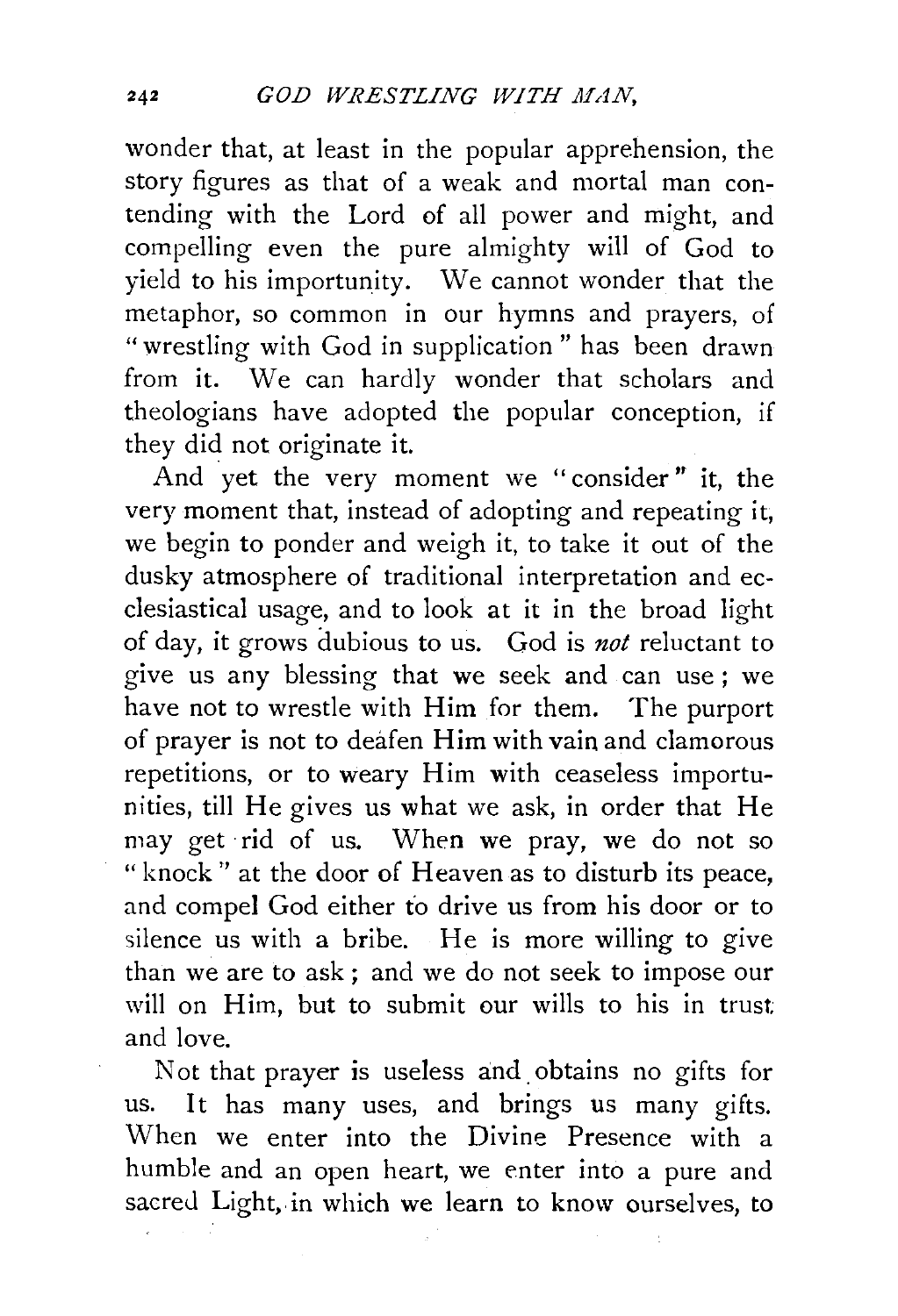wonder that, at least in the popular apprehension, the story figures as that of a weak and mortal man contending with the Lord of all power and might, and compelling even the pure almighty will of God to yield to his importunity. We cannot wonder that the metaphor, so common in our hymns and prayers, of "wrestling with God in supplication" has been drawn from it. We can hardly wonder that scholars and theologians have adopted the popular conception, if they did not originate it.

And yet the very moment we "consider" it, the very moment that, instead of adopting and repeating it, we begin to ponder and weigh it, to take it out of the dusky atmosphere of traditional interpretation and ecclesiastical usage, and to look at it in the broad light of day, it grows dubious to us. God is *not* reluctant to give us any blessing that we seek and can use; we have not to wrestle with Him for them. The purport of prayer is not to deafen Him with vain and clamorous repetitions, or to weary Him with ceaseless importunities, till He gives us what we ask, in order that He may get rid of us. When we pray, we do not so "knock" at the door of Heaven as to disturb its peace, and compel God either to drive us from his door or to silence us with a bribe. He is more willing to give than we are to ask; and we do not seek to impose our will on Him, but to submit our wills to his in trust and love.

Not that prayer is useless and obtains no gifts for us. It has many uses, and brings us many gifts. When we enter into the Divine Presence with a humble and an open heart, we enter into a pure and sacred Light, in which we learn to know ourselves, to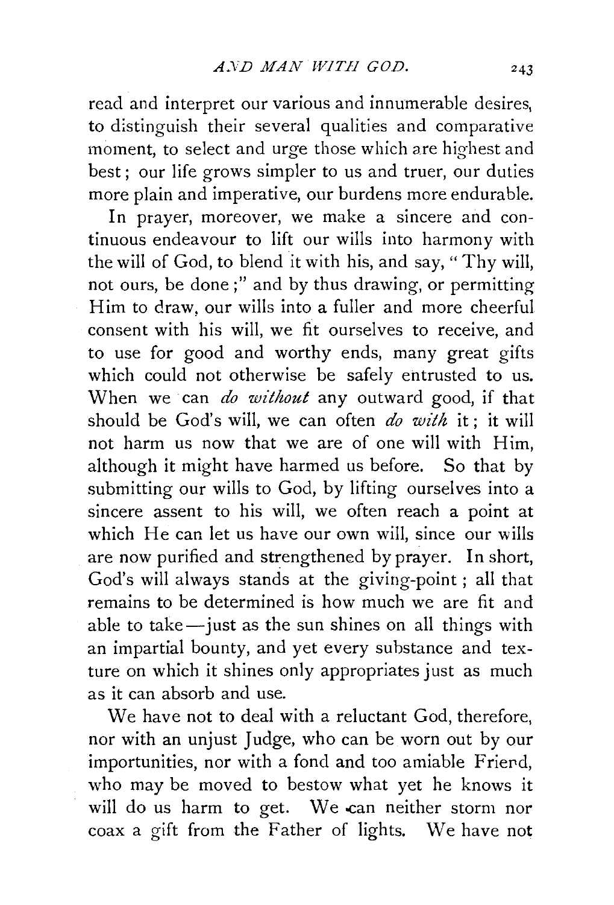read and interpret our various and innumerable desires, to distinguish their several qualities and comparative moment, to select and urge those which are highest and best; our life grows simpler to us and truer, our duties more plain and imperative, our burdens more endurable.

In prayer, moreover, we make a sincere and continuous endeavour to lift our wills into harmony with the will of God, to blend it with his, and say, "Thy will, not ours, be done;" and by thus drawing, or permitting Him to draw, our wills into a fuller and more cheerful consent with his will, we fit ourselves to receive, and to use for good and worthy ends, many great gifts which could not otherwise be safely entrusted to us. When we can *do without* any outward good, if that should be God's will, we can often *do with* it; it will not harm us now that we are of one will with Him, although it might have harmed us before. So that by submitting our wills to God, by lifting ourselves into a sincere assent to his will, we often reach a point at which He can let us have our own will, since our wills are now purified and strengthened by prayer. In short, God's will always stands at the giving-point; all that remains to be determined is how much we are fit and able to take—just as the sun shines on all things with an impartial bounty, and yet every substance and texture on which it shines only appropriates just as much as it can absorb and use.

We have not to deal with a reluctant God, therefore, nor with an unjust Judge, who can be worn out by our importunities, nor with a fond and too amiable Friend, who may be moved to bestow what yet he knows it will do us harm to get. We can neither storm nor coax a gift from the Father of lights. We have not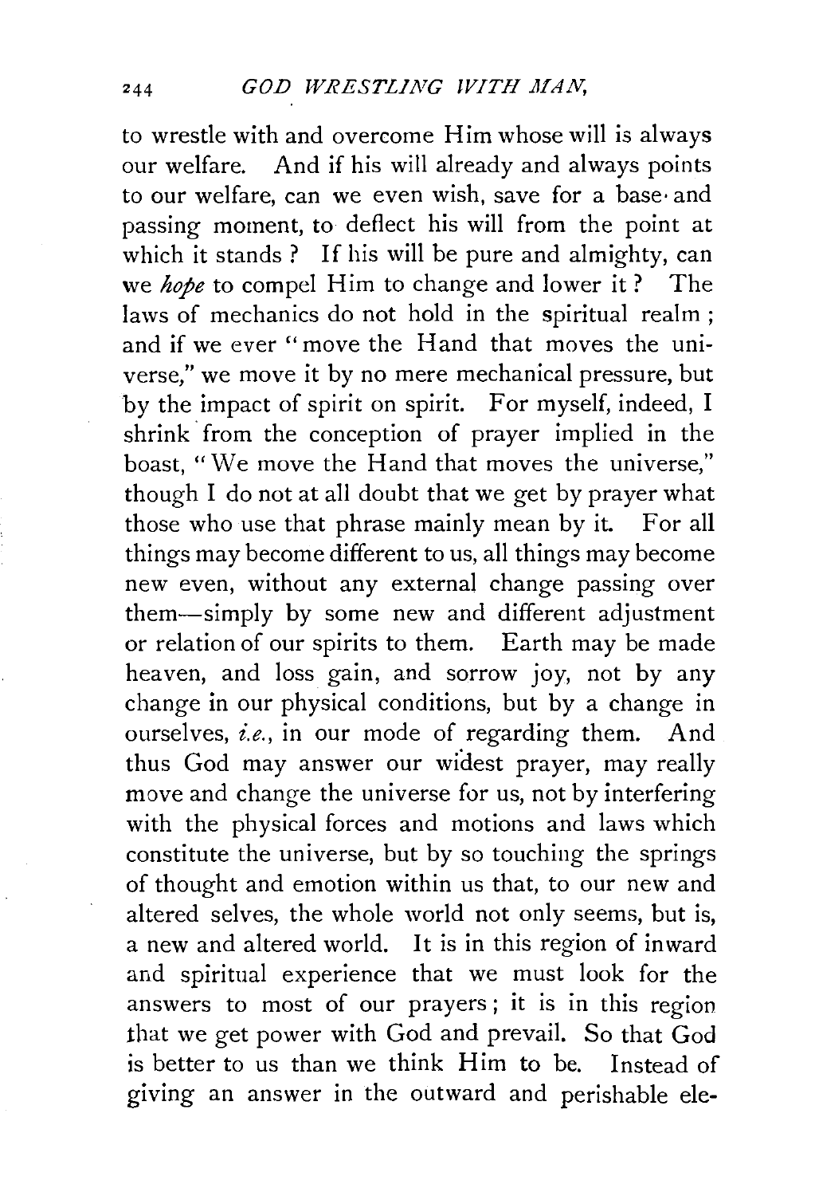to wrestle with and overcome Him whose will is always our welfare. And if his will already and always points to our welfare, can we even wish, save for a base and passing moment, to deflect his will from the point at which it stands? If his will be pure and almighty, can we *hope* to compel Him to change and lower it? The laws of mechanics do not hold in the spiritual realm; and if we ever "move the Hand that moves the universe," we move it by no mere mechanical pressure, but by the impact of spirit on spirit. For myself, indeed, I shrink from the conception of prayer implied in the boast, "We move the Hand that moves the universe," though I do not at all doubt that we get by prayer what those who use that phrase mainly mean by it. For all things may become different to us, all things may become new even, without any external change passing over them—simply by some new and different adjustment or relation of our spirits to them. Earth may be made heaven, and loss gain, and sorrow joy, not by any change in our physical conditions, but by a change in ourselves, *i.e.*, in our mode of regarding them. And thus God may answer our widest prayer, may really move and change the universe for us, not by interfering with the physical forces and motions and laws which constitute the universe, but by so touching the springs of thought and emotion within us that, to our new and altered selves, the whole world not only seems, but is, a new and altered world. It is in this region of inward and spiritual experience that we must look for the answers to most of our prayers; it is in this region that we get power with God and prevail. So that God is better to us than we think Him to be. Instead of giving an answer in the outward and perishable ele-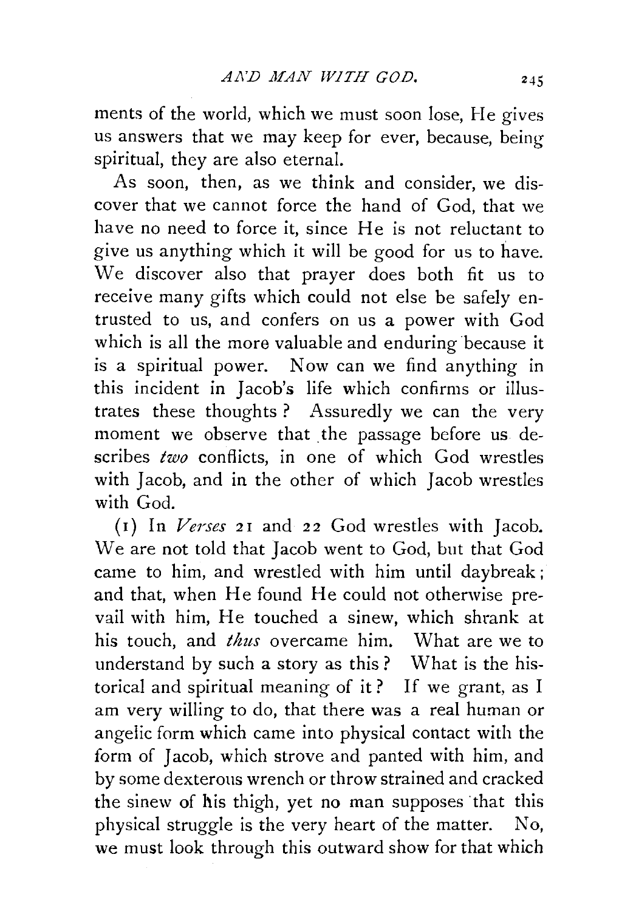ments of the world, which we must soon lose, He gives us answers that we may keep for ever, because, being spiritual, they are also eternal.

As soon, then, as we think and consider, we discover that we cannot force the hand of God, that we have no need to force it, since He is not reluctant to give us anything which it will be good for us to have. We discover also that prayer does both fit us to receive many gifts which could not else be safely entrusted to us, and confers on us a power with God which is all the more valuable and enduring because it is a spiritual power. Now can we find anything in this incident in Jacob's life which confirms or illustrates these thoughts? Assuredly we can the very moment we observe that the passage before us describes *two* conflicts, in one of which God wrestles with Jacob, and in the other of which Jacob wrestles with God.

(1) In *Verses* 21 and 22 God wrestles with Jacob. We are not told that Jacob went to God, but that God came to him, and wrestled with him until daybreak; and that, when He found He could not otherwise prevail with him, He touched a sinew, which shrank at his touch, and *thus* overcame him. What are we to understand by such a story as this? What is the historical and spiritual meaning of it? If we grant, as I am very willing to do, that there was a real human or angelic form which came into physical contact with the form of Jacob, which strove and panted with him, and by some dexterous wrench or throw strained and cracked the sinew of his thigh, yet no man supposes that this physical struggle is the very heart of the matter. No, we must look through this outward show for that which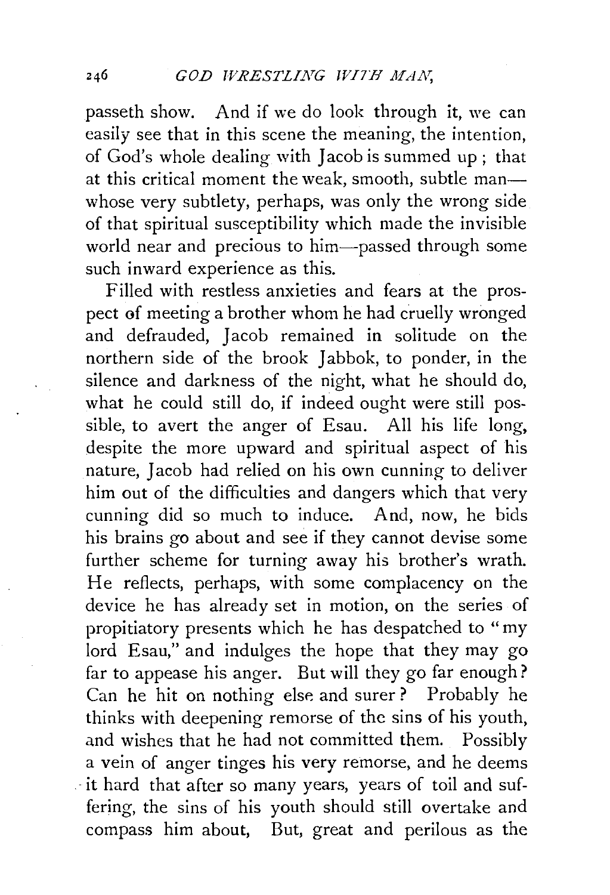passeth show. And if we do look through it, we can easily see that in this scene the meaning, the intention, of God's whole dealing with Jacob is summed up; that at this critical moment the weak, smooth, subtle man—whose very subtlety, perhaps, was only the wrong side of that spiritual susceptibility which made the invisible world near and precious to him—passed through some such inward experience as this.

Filled with restless anxieties and fears at the prospect of meeting a brother whom he had cruelly wronged and defrauded, Jacob remained in solitude on the northern side of the brook Jabbok, to ponder, in the silence and darkness of the night, what he should do, what he could still do, if indeed ought were still possible, to avert the anger of Esau. All his life long, despite the more upward and spiritual aspect of his nature, Jacob had relied on his own cunning to deliver him out of the difficulties and dangers which that very cunning did so much to induce. And, now, he bids his brains go about and see if they cannot devise some further scheme for turning away his brother's wrath. He reflects, perhaps, with some complacency on the device he has already set in motion, on the series of propitiatory presents which he has despatched to "my lord Esau," and indulges the hope that they may go far to appease his anger. But will they go far enough? Can he hit on nothing else and surer? Probably he thinks with deepening remorse of the sins of his youth, and wishes that he had not committed them. Possibly a vein of anger tinges his very remorse, and he deems it hard that after so many years, years of toil and suffering, the sins of his youth should still overtake and compass him about, But, great and perilous as the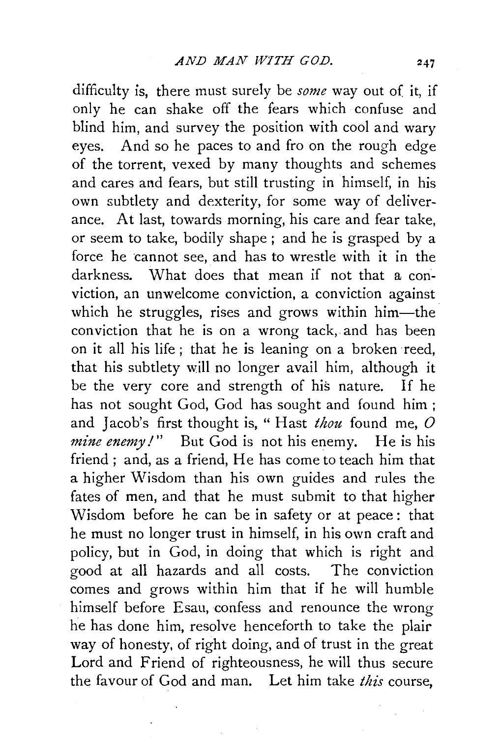difficulty is, there must surely be *some* way out of it, if only he can shake off the fears which confuse and blind him, and survey the position with cool and wary eyes. And so he paces to and fro on the rough edge of the torrent, vexed by many thoughts and schemes and cares and fears, but still trusting in himself, in his own subtlety and dexterity, for some way of deliverance. At last, towards morning, his care and fear take, or seem to take, bodily shape; and he is grasped by a force he cannot see, and has to wrestle with it in the darkness. What does that mean if not that a conviction, an unwelcome conviction, a conviction against which he struggles, rises and grows within him—the conviction that he is on a wrong tack, and has been on it all his life; that he is leaning on a broken reed, that his subtlety will no longer avail him, although it be the very core and strength of his nature. If he has not sought God, God has sought and found him; and Jacob's first thought is, "Hast *thou* found me, *O mine enemy!*" But God is not his enemy. He is his friend; and, as a friend, He has come to teach him that a higher Wisdom than his own guides and rules the fates of men, and that he must submit to that higher Wisdom before he can be in safety or at peace: that he must no longer trust in himself, in his own craft and policy, but in God, in doing that which is right and good at all hazards and all costs. The conviction comes and grows within him that if he will humble himself before Esau, confess and renounce the wrong he has done him, resolve henceforth to take the plain way of honesty, of right doing, and of trust in the great Lord and Friend of righteousness, he will thus secure the favour of God and man. Let him take *this* course,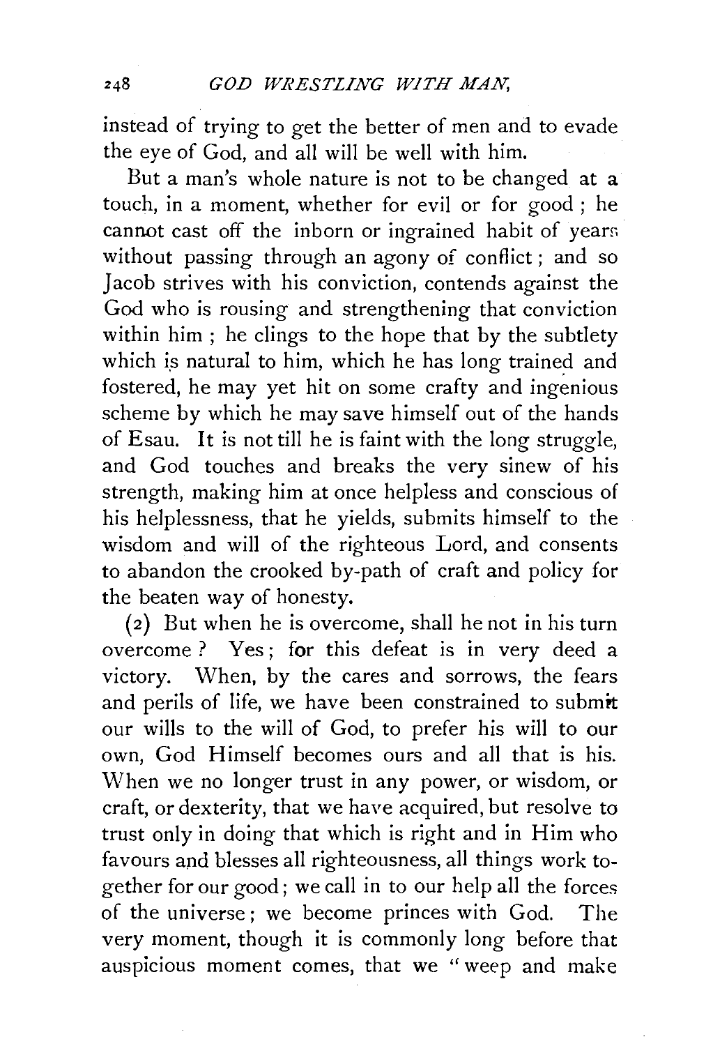instead of trying to get the better of men and to evade the eye of God, and all will be well with him.

But a man's whole nature is not to be changed at a touch, in a moment, whether for evil or for good; he cannot cast off the inborn or ingrained habit of years without passing through an agony of conflict; and so Jacob strives with his conviction, contends against the God who is rousing and strengthening that conviction within him; he clings to the hope that by the subtlety which is natural to him, which he has long trained and fostered, he may yet hit on some crafty and ingenious scheme by which he may save himself out of the hands of Esau. It is not till he is faint with the long struggle, and God touches and breaks the very sinew of his strength, making him at once helpless and conscious of his helplessness, that he yields, submits himself to the wisdom and will of the righteous Lord, and consents to abandon the crooked by-path of craft and policy for the beaten way of honesty.

(2) But when he is overcome, shall he not in his turn overcome? Yes; for this defeat is in very deed a victory. When, by the cares and sorrows, the fears and perils of life, we have been constrained to submit our wills to the will of God, to prefer his will to our own, God Himself becomes ours and all that is his. When we no longer trust in any power, or wisdom, or craft, or dexterity, that we have acquired, but resolve to trust only in doing that which is right and in Him who favours and blesses all righteousness, all things work together for our good; we call in to our help all the forces of the universe; we become princes with God. The very moment, though it is commonly long before that auspicious moment comes, that we "weep and make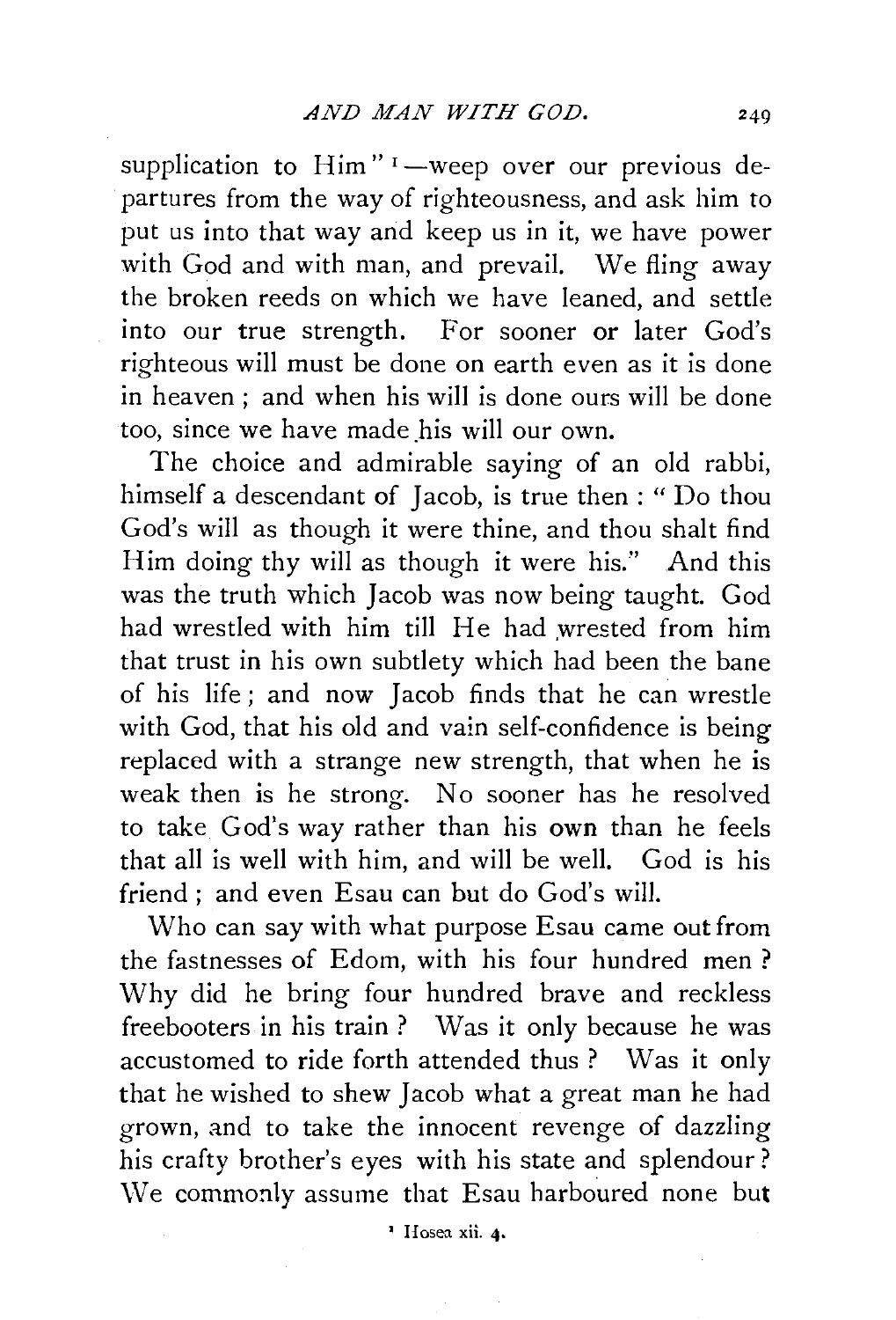supplication to Him" [1]—weep over our previous departures from the way of righteousness, and ask him to put us into that way and keep us in it, we have power with God and with man, and prevail. We fling away the broken reeds on which we have leaned, and settle into our true strength. For sooner or later God's righteous will must be done on earth even as it is done in heaven; and when his will is done ours will be done too, since we have made his will our own.

The choice and admirable saying of an old rabbi, himself a descendant of Jacob, is true then: "Do thou God's will as though it were thine, and thou shalt find Him doing thy will as though it were his." And this was the truth which Jacob was now being taught. God had wrestled with him till He had wrested from him that trust in his own subtlety which had been the bane of his life; and now Jacob finds that he can wrestle with God, that his old and vain self-confidence is being replaced with a strange new strength, that when he is weak then is he strong. No sooner has he resolved to take God's way rather than his own than he feels that all is well with him, and will be well. God is his friend; and even Esau can but do God's will.

Who can say with what purpose Esau came out from the fastnesses of Edom, with his four hundred men? Why did he bring four hundred brave and reckless freebooters in his train? Was it only because he was accustomed to ride forth attended thus? Was it only that he wished to shew Jacob what a great man he had grown, and to take the innocent revenge of dazzling his crafty brother's eyes with his state and splendour? We commonly assume that Esau harboured none but

[1] Hosea xii. 4.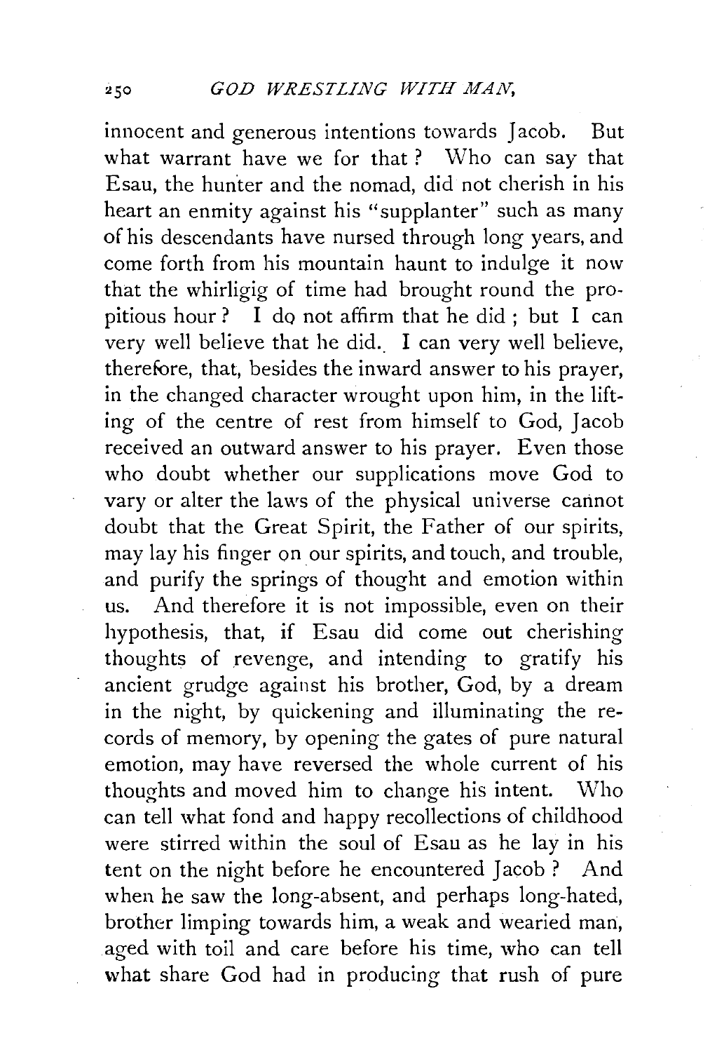innocent and generous intentions towards Jacob. But what warrant have we for that? Who can say that Esau, the hunter and the nomad, did not cherish in his heart an enmity against his "supplanter" such as many of his descendants have nursed through long years, and come forth from his mountain haunt to indulge it now that the whirligig of time had brought round the propitious hour? I do not affirm that he did; but I can very well believe that he did. I can very well believe, therefore, that, besides the inward answer to his prayer, in the changed character wrought upon him, in the lifting of the centre of rest from himself to God, Jacob received an outward answer to his prayer. Even those who doubt whether our supplications move God to vary or alter the laws of the physical universe cannot doubt that the Great Spirit, the Father of our spirits, may lay his finger on our spirits, and touch, and trouble, and purify the springs of thought and emotion within us. And therefore it is not impossible, even on their hypothesis, that, if Esau did come out cherishing thoughts of revenge, and intending to gratify his ancient grudge against his brother, God, by a dream in the night, by quickening and illuminating the records of memory, by opening the gates of pure natural emotion, may have reversed the whole current of his thoughts and moved him to change his intent. Who can tell what fond and happy recollections of childhood were stirred within the soul of Esau as he lay in his tent on the night before he encountered Jacob? And when he saw the long-absent, and perhaps long-hated, brother limping towards him, a weak and wearied man, aged with toil and care before his time, who can tell what share God had in producing that rush of pure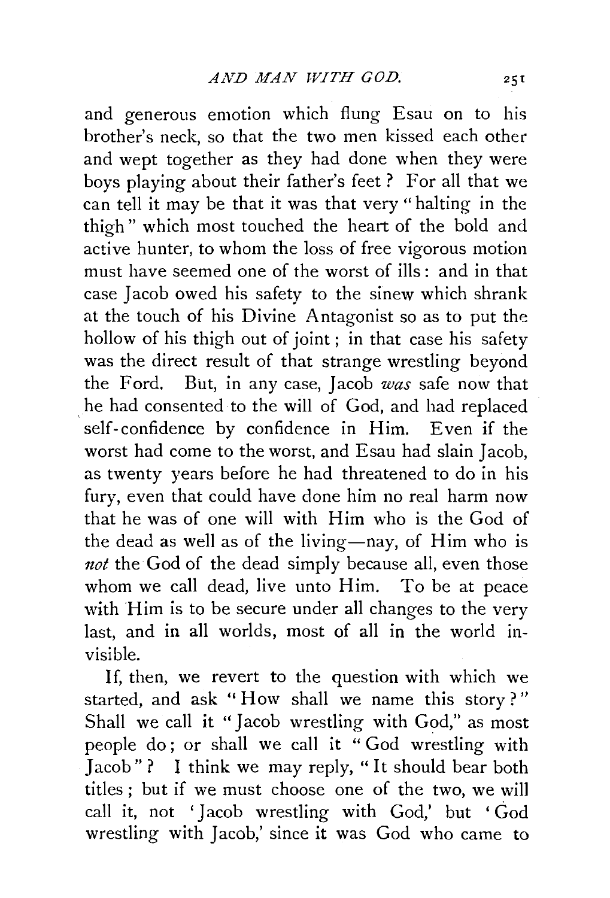and generous emotion which flung Esau on to his brother's neck, so that the two men kissed each other and wept together as they had done when they were boys playing about their father's feet? For all that we can tell it may be that it was that very "halting in the thigh" which most touched the heart of the bold and active hunter, to whom the loss of free vigorous motion must have seemed one of the worst of ills: and in that case Jacob owed his safety to the sinew which shrank at the touch of his Divine Antagonist so as to put the hollow of his thigh out of joint; in that case his safety was the direct result of that strange wrestling beyond the Ford. But, in any case, Jacob *was* safe now that he had consented to the will of God, and had replaced self-confidence by confidence in Him. Even if the worst had come to the worst, and Esau had slain Jacob, as twenty years before he had threatened to do in his fury, even that could have done him no real harm now that he was of one will with Him who is the God of the dead as well as of the living—nay, of Him who is *not* the God of the dead simply because all, even those whom we call dead, live unto Him. To be at peace with Him is to be secure under all changes to the very last, and in all worlds, most of all in the world invisible.

If, then, we revert to the question with which we started, and ask "How shall we name this story?" Shall we call it "Jacob wrestling with God," as most people do; or shall we call it "God wrestling with Jacob"? I think we may reply, "It should bear both titles; but if we must choose one of the two, we will call it, not 'Jacob wrestling with God,' but 'God wrestling with Jacob,' since it was God who came to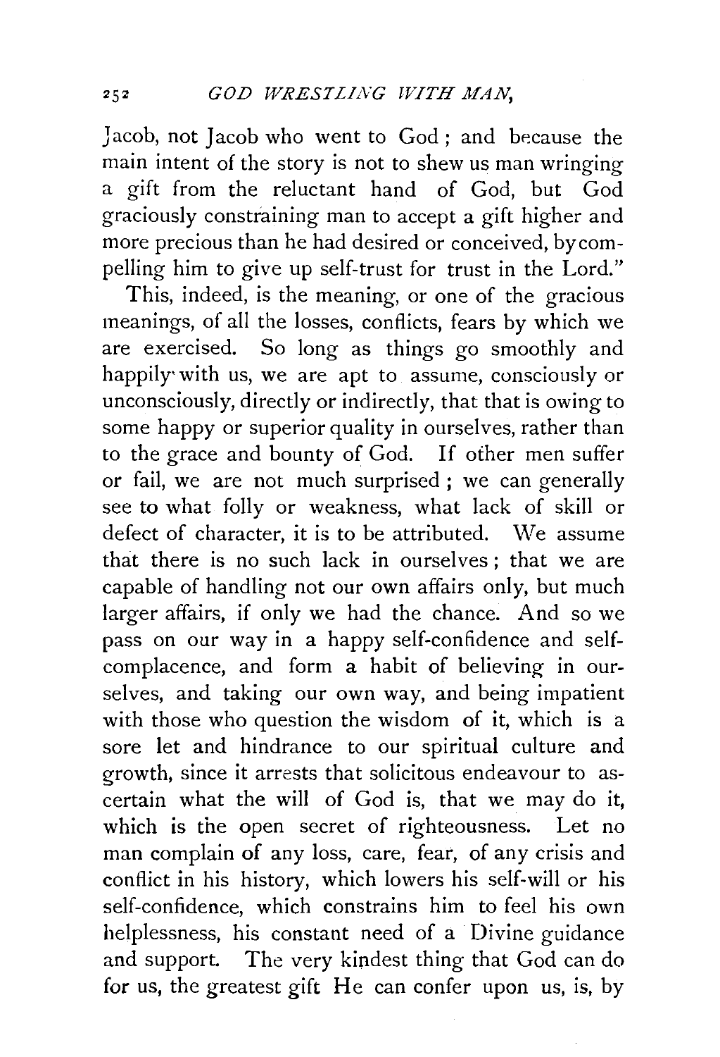Jacob, not Jacob who went to God; and because the main intent of the story is not to shew us man wringing a gift from the reluctant hand of God, but God graciously constraining man to accept a gift higher and more precious than he had desired or conceived, by compelling him to give up self-trust for trust in the Lord."

This, indeed, is the meaning, or one of the gracious meanings, of all the losses, conflicts, fears by which we are exercised. So long as things go smoothly and happily with us, we are apt to assume, consciously or unconsciously, directly or indirectly, that that is owing to some happy or superior quality in ourselves, rather than to the grace and bounty of God. If other men suffer or fail, we are not much surprised; we can generally see to what folly or weakness, what lack of skill or defect of character, it is to be attributed. We assume that there is no such lack in ourselves; that we are capable of handling not our own affairs only, but much larger affairs, if only we had the chance. And so we pass on our way in a happy self-confidence and self-complacence, and form a habit of believing in ourselves, and taking our own way, and being impatient with those who question the wisdom of it, which is a sore let and hindrance to our spiritual culture and growth, since it arrests that solicitous endeavour to ascertain what the will of God is, that we may do it, which is the open secret of righteousness. Let no man complain of any loss, care, fear, of any crisis and conflict in his history, which lowers his self-will or his self-confidence, which constrains him to feel his own helplessness, his constant need of a Divine guidance and support. The very kindest thing that God can do for us, the greatest gift He can confer upon us, is, by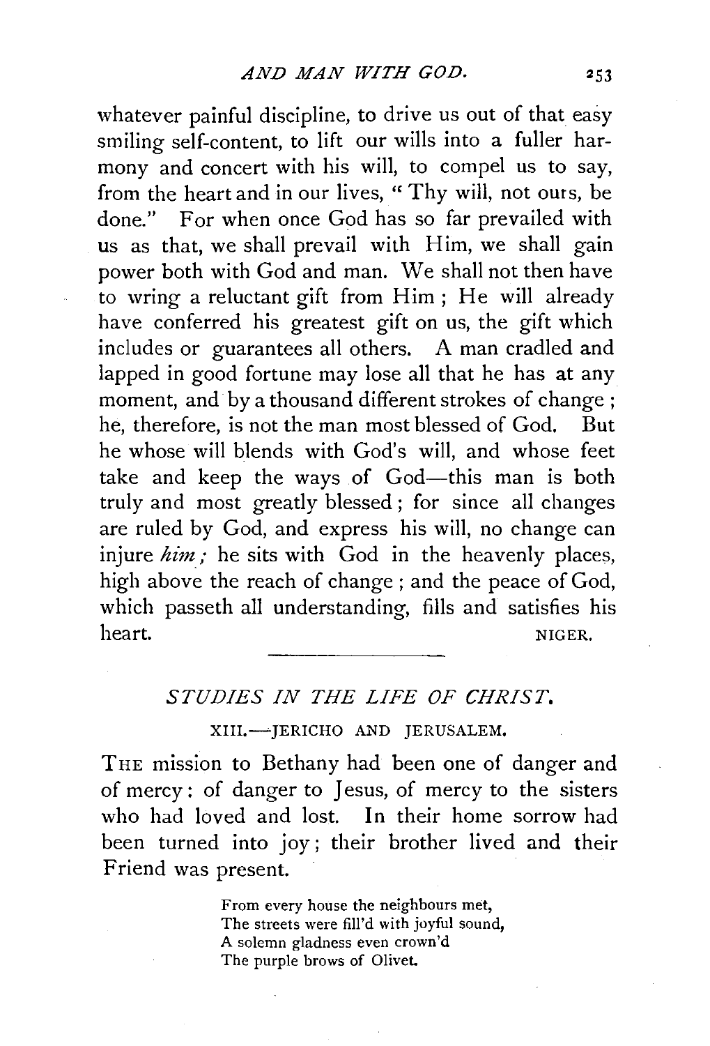whatever painful discipline, to drive us out of that easy smiling self-content, to lift our wills into a fuller harmony and concert with his will, to compel us to say, from the heart and in our lives, "Thy will, not ours, be done." For when once God has so far prevailed with us as that, we shall prevail with Him, we shall gain power both with God and man. We shall not then have to wring a reluctant gift from Him; He will already have conferred his greatest gift on us, the gift which includes or guarantees all others. A man cradled and lapped in good fortune may lose all that he has at any moment, and by a thousand different strokes of change; he, therefore, is not the man most blessed of God. But he whose will blends with God's will, and whose feet take and keep the ways of God—this man is both truly and most greatly blessed; for since all changes are ruled by God, and express his will, no change can injure *him;* he sits with God in the heavenly places, high above the reach of change; and the peace of God, which passeth all understanding, fills and satisfies his heart.

NIGER.

---

## *STUDIES IN THE LIFE OF CHRIST.*

### XIII.—JERICHO AND JERUSALEM.

THE mission to Bethany had been one of danger and of mercy: of danger to Jesus, of mercy to the sisters who had loved and lost. In their home sorrow had been turned into joy; their brother lived and their Friend was present.

> From every house the neighbours met,
> The streets were fill'd with joyful sound,
> A solemn gladness even crown'd
> The purple brows of Olivet.